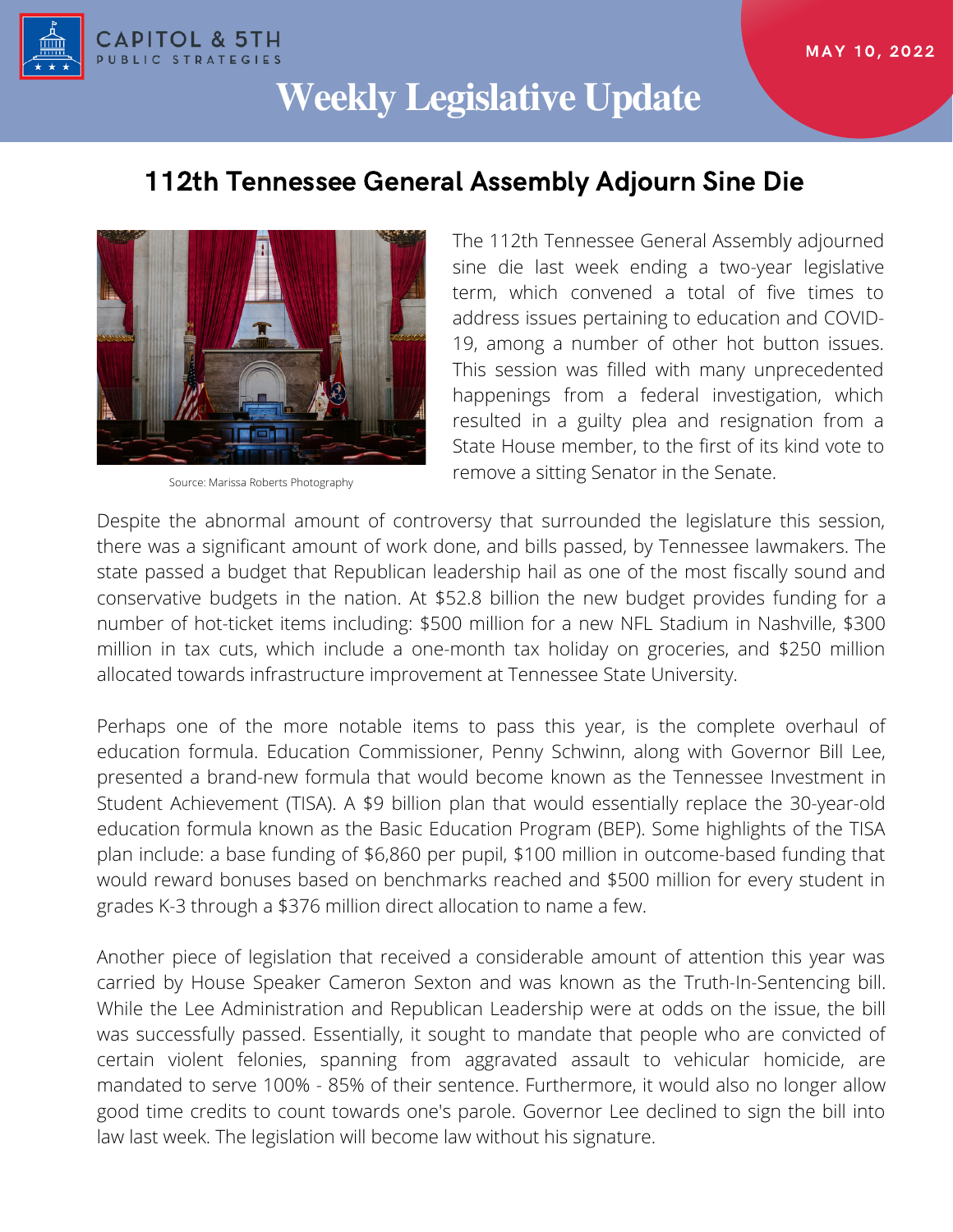CAPITOL & 5TH PUBLIC STRATEGIES

MAY 10, 2022

# Weekly Legislative Update

## 112th Tennessee General Assembly Adjourn Sine Die

Source: Marissa Roberts Photography

The 112th Tennessee General Assembly adjourned sine die last week ending a two-year legislative term, which convened a total of five times to address issues pertaining to education and COVID-19, among a number of other hot button issues. This session was filled with many unprecedented happenings from a federal investigation, which resulted in a guilty plea and resignation from a State House member, to the first of its kind vote to remove a sitting Senator in the Senate.

Despite the abnormal amount of controversy that surrounded the legislature this session, there was a significant amount of work done, and bills passed, by Tennessee lawmakers. The state passed a budget that Republican leadership hail as one of the most fiscally sound and conservative budgets in the nation. At $52.8 billion the new budget provides funding for a number of hot-ticket items including: $500 million for a new NFL Stadium in Nashville, $300 million in tax cuts, which include a one-month tax holiday on groceries, and $250 million allocated towards infrastructure improvement at Tennessee State University.

Perhaps one of the more notable items to pass this year, is the complete overhaul of education formula. Education Commissioner, Penny Schwinn, along with Governor Bill Lee, presented a brand-new formula that would become known as the Tennessee Investment in Student Achievement (TISA). A $9 billion plan that would essentially replace the 30-year-old education formula known as the Basic Education Program (BEP). Some highlights of the TISA plan include: a base funding of $6,860 per pupil, $100 million in outcome-based funding that would reward bonuses based on benchmarks reached and $500 million for every student in grades K-3 through a $376 million direct allocation to name a few.

Another piece of legislation that received a considerable amount of attention this year was carried by House Speaker Cameron Sexton and was known as the Truth-In-Sentencing bill. While the Lee Administration and Republican Leadership were at odds on the issue, the bill was successfully passed. Essentially, it sought to mandate that people who are convicted of certain violent felonies, spanning from aggravated assault to vehicular homicide, are mandated to serve 100% - 85% of their sentence. Furthermore, it would also no longer allow good time credits to count towards one's parole. Governor Lee declined to sign the bill into law last week. The legislation will become law without his signature.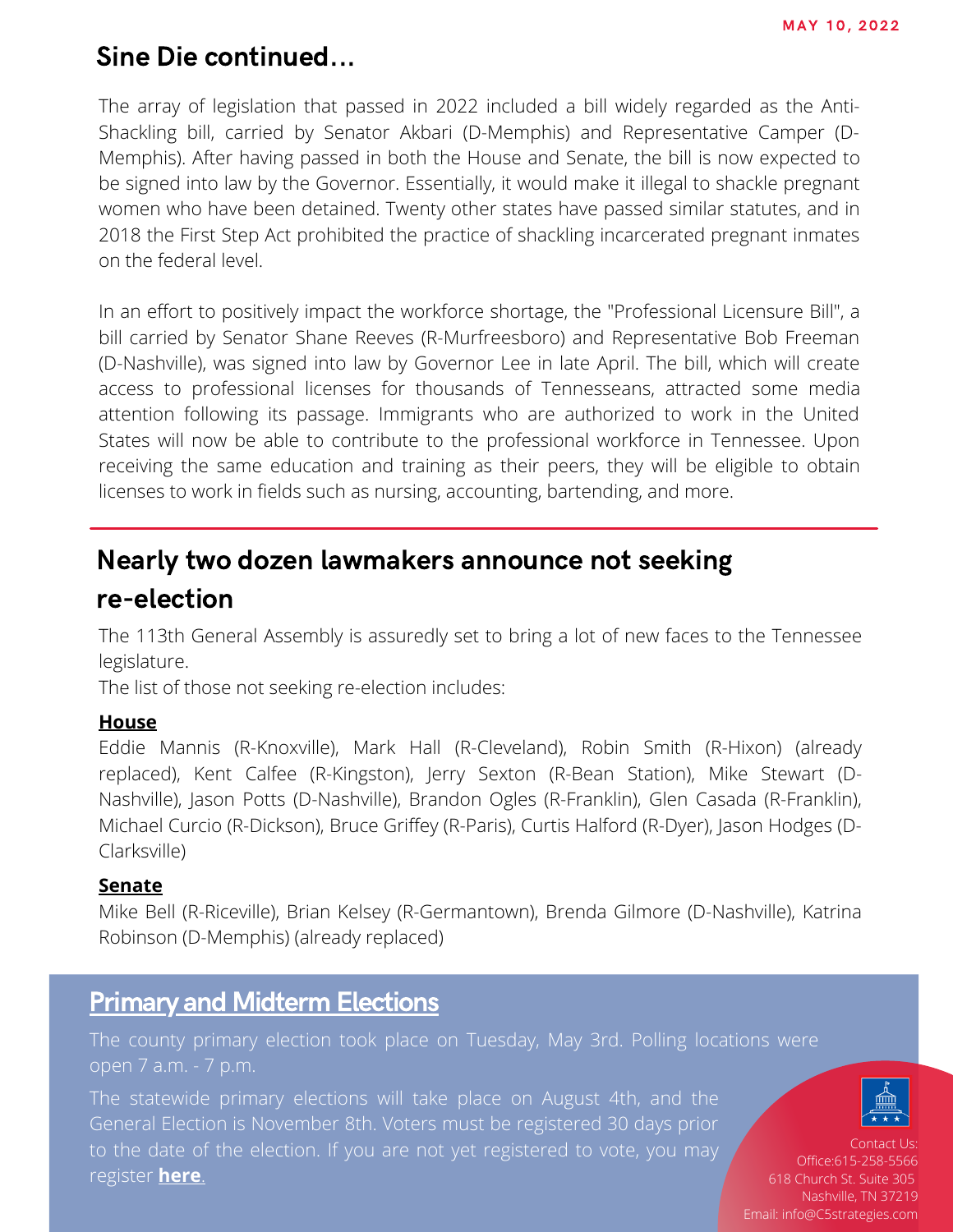MAY 10, 2022

## Sine Die continued...

The array of legislation that passed in 2022 included a bill widely regarded as the Anti-Shackling bill, carried by Senator Akbari (D-Memphis) and Representative Camper (D-Memphis). After having passed in both the House and Senate, the bill is now expected to be signed into law by the Governor. Essentially, it would make it illegal to shackle pregnant women who have been detained. Twenty other states have passed similar statutes, and in 2018 the First Step Act prohibited the practice of shackling incarcerated pregnant inmates on the federal level.

In an effort to positively impact the workforce shortage, the "Professional Licensure Bill", a bill carried by Senator Shane Reeves (R-Murfreesboro) and Representative Bob Freeman (D-Nashville), was signed into law by Governor Lee in late April. The bill, which will create access to professional licenses for thousands of Tennesseans, attracted some media attention following its passage. Immigrants who are authorized to work in the United States will now be able to contribute to the professional workforce in Tennessee. Upon receiving the same education and training as their peers, they will be eligible to obtain licenses to work in fields such as nursing, accounting, bartending, and more.

## Nearly two dozen lawmakers announce not seeking re-election

The 113th General Assembly is assuredly set to bring a lot of new faces to the Tennessee legislature.
The list of those not seeking re-election includes:

**House**
Eddie Mannis (R-Knoxville), Mark Hall (R-Cleveland), Robin Smith (R-Hixon) (already replaced), Kent Calfee (R-Kingston), Jerry Sexton (R-Bean Station), Mike Stewart (D-Nashville), Jason Potts (D-Nashville), Brandon Ogles (R-Franklin), Glen Casada (R-Franklin), Michael Curcio (R-Dickson), Bruce Griffey (R-Paris), Curtis Halford (R-Dyer), Jason Hodges (D-Clarksville)

**Senate**
Mike Bell (R-Riceville), Brian Kelsey (R-Germantown), Brenda Gilmore (D-Nashville), Katrina Robinson (D-Memphis) (already replaced)

## Primary and Midterm Elections

The county primary election took place on Tuesday, May 3rd. Polling locations were open 7 a.m. - 7 p.m.

The statewide primary elections will take place on August 4th, and the General Election is November 8th. Voters must be registered 30 days prior to the date of the election. If you are not yet registered to vote, you may register **here**.

Contact Us:
Office:615-258-5566
618 Church St. Suite 305
Nashville, TN 37219
Email: info@C5strategies.com